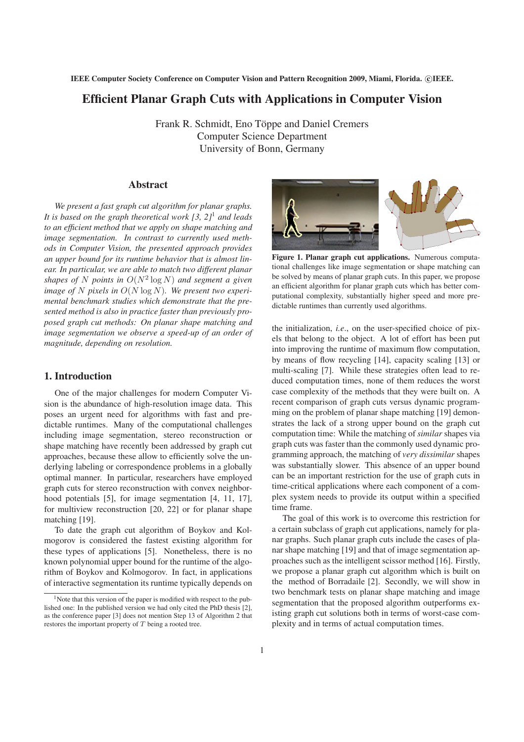IEEE Computer Society Conference on Computer Vision and Pattern Recognition 2009, Miami, Florida. ©IEEE.

# Efficient Planar Graph Cuts with Applications in Computer Vision

Frank R. Schmidt, Eno Töppe and Daniel Cremers
Computer Science Department
University of Bonn, Germany

## Abstract

*We present a fast graph cut algorithm for planar graphs. It is based on the graph theoretical work [3, 2]*[1] *and leads to an efficient method that we apply on shape matching and image segmentation. In contrast to currently used methods in Computer Vision, the presented approach provides an upper bound for its runtime behavior that is almost linear. In particular, we are able to match two different planar shapes of $N$ points in $O(N^2 \log N)$ and segment a given image of $N$ pixels in $O(N \log N)$. We present two experimental benchmark studies which demonstrate that the presented method is also in practice faster than previously proposed graph cut methods: On planar shape matching and image segmentation we observe a speed-up of an order of magnitude, depending on resolution.*

## 1. Introduction

One of the major challenges for modern Computer Vision is the abundance of high-resolution image data. This poses an urgent need for algorithms with fast and predictable runtimes. Many of the computational challenges including image segmentation, stereo reconstruction or shape matching have recently been addressed by graph cut approaches, because these allow to efficiently solve the underlying labeling or correspondence problems in a globally optimal manner. In particular, researchers have employed graph cuts for stereo reconstruction with convex neighborhood potentials [5], for image segmentation [4, 11, 17], for multiview reconstruction [20, 22] or for planar shape matching [19].

To date the graph cut algorithm of Boykov and Kolmogorov is considered the fastest existing algorithm for these types of applications [5]. Nonetheless, there is no known polynomial upper bound for the runtime of the algorithm of Boykov and Kolmogorov. In fact, in applications of interactive segmentation its runtime typically depends on the initialization, *i.e.*, on the user-specified choice of pixels that belong to the object. A lot of effort has been put into improving the runtime of maximum flow computation, by means of flow recycling [14], capacity scaling [13] or multi-scaling [7]. While these strategies often lead to reduced computation times, none of them reduces the worst case complexity of the methods that they were built on. A recent comparison of graph cuts versus dynamic programming on the problem of planar shape matching [19] demonstrates the lack of a strong upper bound on the graph cut computation time: While the matching of *similar* shapes via graph cuts was faster than the commonly used dynamic programming approach, the matching of *very dissimilar* shapes was substantially slower. This absence of an upper bound can be an important restriction for the use of graph cuts in time-critical applications where each component of a complex system needs to provide its output within a specified time frame.

**Figure 1. Planar graph cut applications.** Numerous computational challenges like image segmentation or shape matching can be solved by means of planar graph cuts. In this paper, we propose an efficient algorithm for planar graph cuts which has better computational complexity, substantially higher speed and more predictable runtimes than currently used algorithms.

The goal of this work is to overcome this restriction for a certain subclass of graph cut applications, namely for planar graphs. Such planar graph cuts include the cases of planar shape matching [19] and that of image segmentation approaches such as the intelligent scissor method [16]. Firstly, we propose a planar graph cut algorithm which is built on the method of Borradaile [2]. Secondly, we will show in two benchmark tests on planar shape matching and image segmentation that the proposed algorithm outperforms existing graph cut solutions both in terms of worst-case complexity and in terms of actual computation times.

[1] Note that this version of the paper is modified with respect to the published one: In the published version we had only cited the PhD thesis [2], as the conference paper [3] does not mention Step 13 of Algorithm 2 that restores the important property of $T$ being a rooted tree.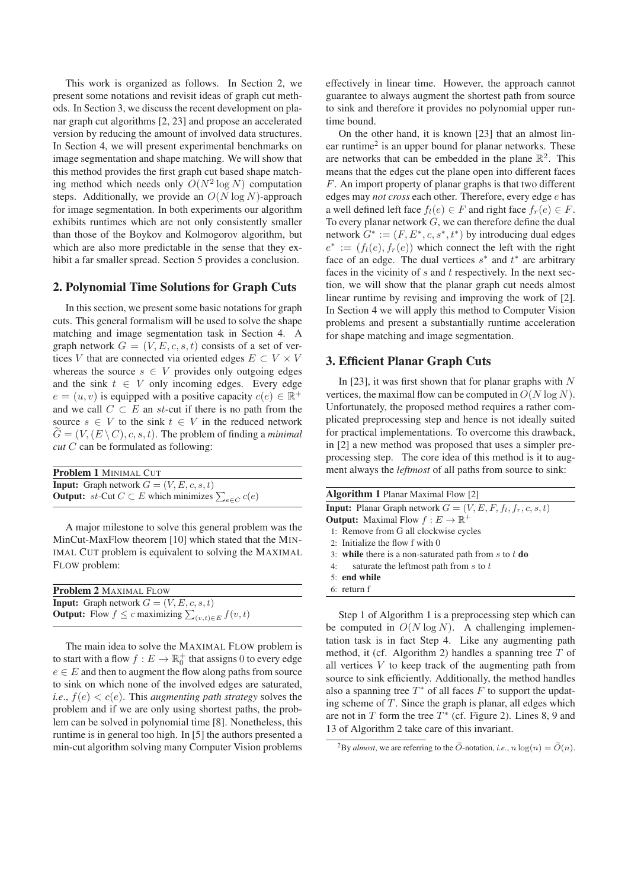This work is organized as follows. In Section 2, we present some notations and revisit ideas of graph cut methods. In Section 3, we discuss the recent development on planar graph cut algorithms [2, 23] and propose an accelerated version by reducing the amount of involved data structures. In Section 4, we will present experimental benchmarks on image segmentation and shape matching. We will show that this method provides the first graph cut based shape matching method which needs only $O(N^2 \log N)$ computation steps. Additionally, we provide an $O(N \log N)$-approach for image segmentation. In both experiments our algorithm exhibits runtimes which are not only consistently smaller than those of the Boykov and Kolmogorov algorithm, but which are also more predictable in the sense that they exhibit a far smaller spread. Section 5 provides a conclusion.

## 2. Polynomial Time Solutions for Graph Cuts

In this section, we present some basic notations for graph cuts. This general formalism will be used to solve the shape matching and image segmentation task in Section 4. A graph network $G = (V, E, c, s, t)$ consists of a set of vertices $V$ that are connected via oriented edges $E \subset V \times V$ whereas the source $s \in V$ provides only outgoing edges and the sink $t \in V$ only incoming edges. Every edge $e = (u, v)$ is equipped with a positive capacity $c(e) \in \mathbb{R}^+$ and we call $C \subset E$ an $st$-cut if there is no path from the source $s \in V$ to the sink $t \in V$ in the reduced network $\widetilde{G} = (V, (E \setminus C), c, s, t)$. The problem of finding a *minimal cut* $C$ can be formulated as following:

**Problem 1** MINIMAL CUT
**Input:** Graph network $G = (V, E, c, s, t)$
**Output:** $st$-Cut $C \subset E$ which minimizes $\sum_{e \in C} c(e)$

A major milestone to solve this general problem was the MinCut-MaxFlow theorem [10] which stated that the MINIMAL CUT problem is equivalent to solving the MAXIMAL FLOW problem:

**Problem 2** MAXIMAL FLOW
**Input:** Graph network $G = (V, E, c, s, t)$
**Output:** Flow $f \leq c$ maximizing $\sum_{(v,t) \in E} f(v, t)$

The main idea to solve the MAXIMAL FLOW problem is to start with a flow $f : E \to \mathbb{R}_0^+$ that assigns 0 to every edge $e \in E$ and then to augment the flow along paths from source to sink on which none of the involved edges are saturated, *i.e.*, $f(e) < c(e)$. This *augmenting path strategy* solves the problem and if we are only using shortest paths, the problem can be solved in polynomial time [8]. Nonetheless, this runtime is in general too high. In [5] the authors presented a min-cut algorithm solving many Computer Vision problems effectively in linear time. However, the approach cannot guarantee to always augment the shortest path from source to sink and therefore it provides no polynomial upper runtime bound.

On the other hand, it is known [23] that an almost linear runtime[2] is an upper bound for planar networks. These are networks that can be embedded in the plane $\mathbb{R}^2$. This means that the edges cut the plane open into different faces $F$. An import property of planar graphs is that two different edges may *not cross* each other. Therefore, every edge $e$ has a well defined left face $f_l(e) \in F$ and right face $f_r(e) \in F$. To every planar network $G$, we can therefore define the dual network $G^* := (F, E^*, c, s^*, t^*)$ by introducing dual edges $e^* := (f_l(e), f_r(e))$ which connect the left with the right face of an edge. The dual vertices $s^*$ and $t^*$ are arbitrary faces in the vicinity of $s$ and $t$ respectively. In the next section, we will show that the planar graph cut needs almost linear runtime by revising and improving the work of [2]. In Section 4 we will apply this method to Computer Vision problems and present a substantially runtime acceleration for shape matching and image segmentation.

## 3. Efficient Planar Graph Cuts

In [23], it was first shown that for planar graphs with $N$ vertices, the maximal flow can be computed in $O(N \log N)$. Unfortunately, the proposed method requires a rather complicated preprocessing step and hence is not ideally suited for practical implementations. To overcome this drawback, in [2] a new method was proposed that uses a simpler preprocessing step. The core idea of this method is it to augment always the *leftmost* of all paths from source to sink:

**Algorithm 1** Planar Maximal Flow [2]
**Input:** Planar Graph network $G = (V, E, F, f_l, f_r, c, s, t)$
**Output:** Maximal Flow $f : E \to \mathbb{R}^+$

```
1: Remove from G all clockwise cycles
2: Initialize the flow f with 0
3: while there is a non-saturated path from s to t do
4:     saturate the leftmost path from s to t
5: end while
6: return f
```

Step 1 of Algorithm 1 is a preprocessing step which can be computed in $O(N \log N)$. A challenging implementation task is in fact Step 4. Like any augmenting path method, it (cf. Algorithm 2) handles a spanning tree $T$ of all vertices $V$ to keep track of the augmenting path from source to sink efficiently. Additionally, the method handles also a spanning tree $T^*$ of all faces $F$ to support the updating scheme of $T$. Since the graph is planar, all edges which are not in $T$ form the tree $T^*$ (cf. Figure 2). Lines 8, 9 and 13 of Algorithm 2 take care of this invariant.

[2] By *almost*, we are referring to the $\widetilde{O}$-notation, *i.e.*, $n \log(n) = \widetilde{O}(n)$.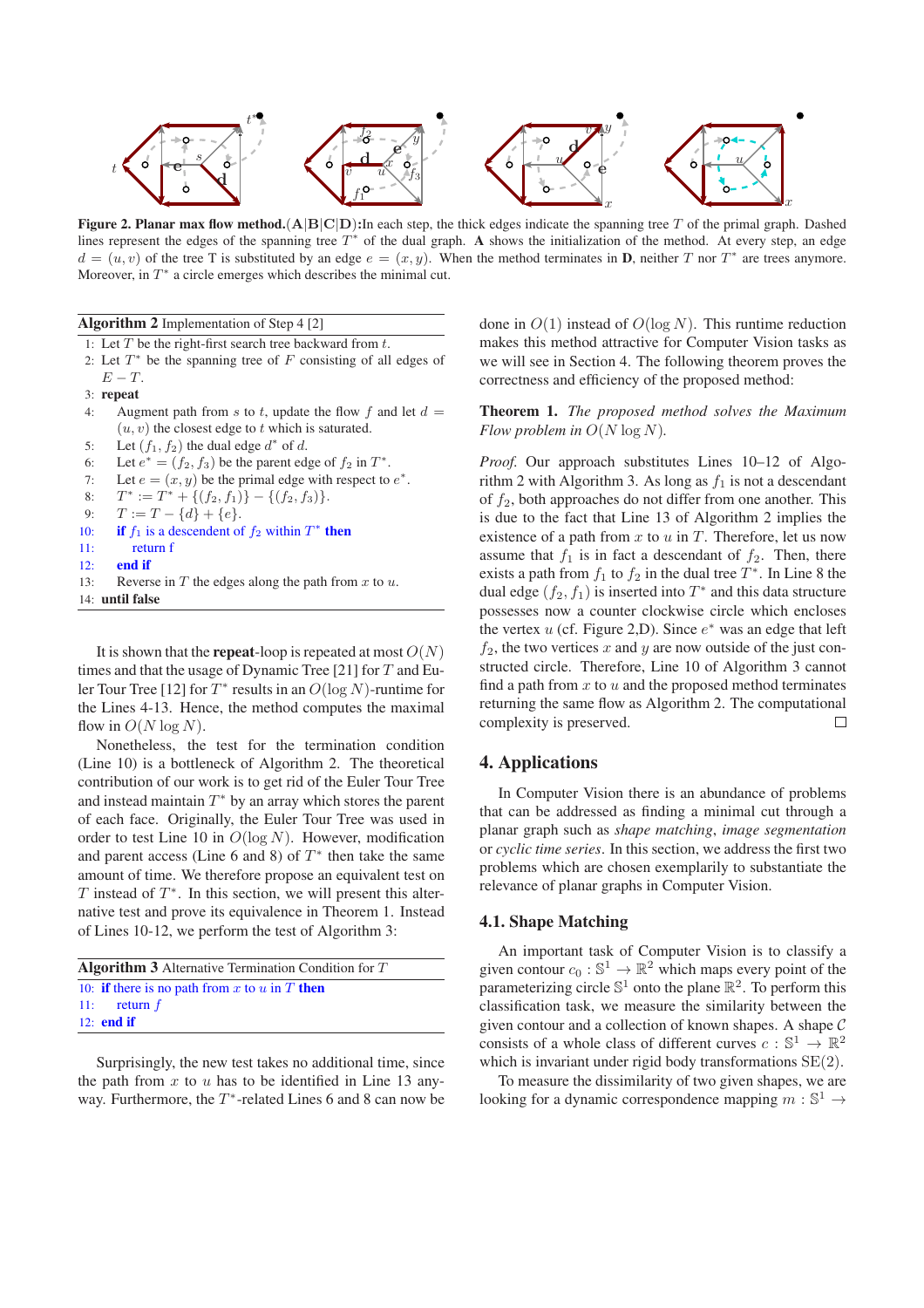**Figure 2. Planar max flow method.** $(\mathbf{A}|\mathbf{B}|\mathbf{C}|\mathbf{D})$: In each step, the thick edges indicate the spanning tree $T$ of the primal graph. Dashed lines represent the edges of the spanning tree $T^*$ of the dual graph. **A** shows the initialization of the method. At every step, an edge $d = (u, v)$ of the tree T is substituted by an edge $e = (x, y)$. When the method terminates in **D**, neither $T$ nor $T^*$ are trees anymore. Moreover, in $T^*$ a circle emerges which describes the minimal cut.

**Algorithm 2** Implementation of Step 4 [2]

1: Let $T$ be the right-first search tree backward from $t$.
2: Let $T^*$ be the spanning tree of $F$ consisting of all edges of $E - T$.
3: **repeat**
4: Augment path from $s$ to $t$, update the flow $f$ and let $d = (u, v)$ the closest edge to $t$ which is saturated.
5: Let $(f_1, f_2)$ the dual edge $d^*$ of $d$.
6: Let $e^* = (f_2, f_3)$ be the parent edge of $f_2$ in $T^*$.
7: Let $e = (x, y)$ be the primal edge with respect to $e^*$.
8: $T^* := T^* + \{(f_2, f_1)\} - \{(f_2, f_3)\}$.
9: $T := T - \{d\} + \{e\}$.
10: **if** $f_1$ is a descendent of $f_2$ within $T^*$ **then**
11: return f
12: **end if**
13: Reverse in $T$ the edges along the path from $x$ to $u$.
14: **until false**

It is shown that the **repeat**-loop is repeated at most $O(N)$ times and that the usage of Dynamic Tree [21] for $T$ and Euler Tour Tree [12] for $T^*$ results in an $O(\log N)$-runtime for the Lines 4-13. Hence, the method computes the maximal flow in $O(N \log N)$.

Nonetheless, the test for the termination condition (Line 10) is a bottleneck of Algorithm 2. The theoretical contribution of our work is to get rid of the Euler Tour Tree and instead maintain $T^*$ by an array which stores the parent of each face. Originally, the Euler Tour Tree was used in order to test Line 10 in $O(\log N)$. However, modification and parent access (Line 6 and 8) of $T^*$ then take the same amount of time. We therefore propose an equivalent test on $T$ instead of $T^*$. In this section, we will present this alternative test and prove its equivalence in Theorem 1. Instead of Lines 10-12, we perform the test of Algorithm 3:

**Algorithm 3** Alternative Termination Condition for $T$

10: **if** there is no path from $x$ to $u$ in $T$ **then**
11: return $f$
12: **end if**

Surprisingly, the new test takes no additional time, since the path from $x$ to $u$ has to be identified in Line 13 anyway. Furthermore, the $T^*$-related Lines 6 and 8 can now be done in $O(1)$ instead of $O(\log N)$. This runtime reduction makes this method attractive for Computer Vision tasks as we will see in Section 4. The following theorem proves the correctness and efficiency of the proposed method:

**Theorem 1.** *The proposed method solves the Maximum Flow problem in $O(N \log N)$.*

*Proof.* Our approach substitutes Lines 10–12 of Algorithm 2 with Algorithm 3. As long as $f_1$ is not a descendant of $f_2$, both approaches do not differ from one another. This is due to the fact that Line 13 of Algorithm 2 implies the existence of a path from $x$ to $u$ in $T$. Therefore, let us now assume that $f_1$ is in fact a descendant of $f_2$. Then, there exists a path from $f_1$ to $f_2$ in the dual tree $T^*$. In Line 8 the dual edge $(f_2, f_1)$ is inserted into $T^*$ and this data structure possesses now a counter clockwise circle which encloses the vertex $u$ (cf. Figure 2,D). Since $e^*$ was an edge that left $f_2$, the two vertices $x$ and $y$ are now outside of the just constructed circle. Therefore, Line 3 of Algorithm 3 cannot find a path from $x$ to $u$ and the proposed method terminates returning the same flow as Algorithm 2. The computational complexity is preserved. □

## 4. Applications

In Computer Vision there is an abundance of problems that can be addressed as finding a minimal cut through a planar graph such as *shape matching*, *image segmentation* or *cyclic time series*. In this section, we address the first two problems which are chosen exemplarily to substantiate the relevance of planar graphs in Computer Vision.

### 4.1. Shape Matching

An important task of Computer Vision is to classify a given contour $c_0 : \mathbb{S}^1 \to \mathbb{R}^2$ which maps every point of the parameterizing circle $\mathbb{S}^1$ onto the plane $\mathbb{R}^2$. To perform this classification task, we measure the similarity between the given contour and a collection of known shapes. A shape $\mathcal{C}$ consists of a whole class of different curves $c : \mathbb{S}^1 \to \mathbb{R}^2$ which is invariant under rigid body transformations SE(2).

To measure the dissimilarity of two given shapes, we are looking for a dynamic correspondence mapping $m : \mathbb{S}^1 \to$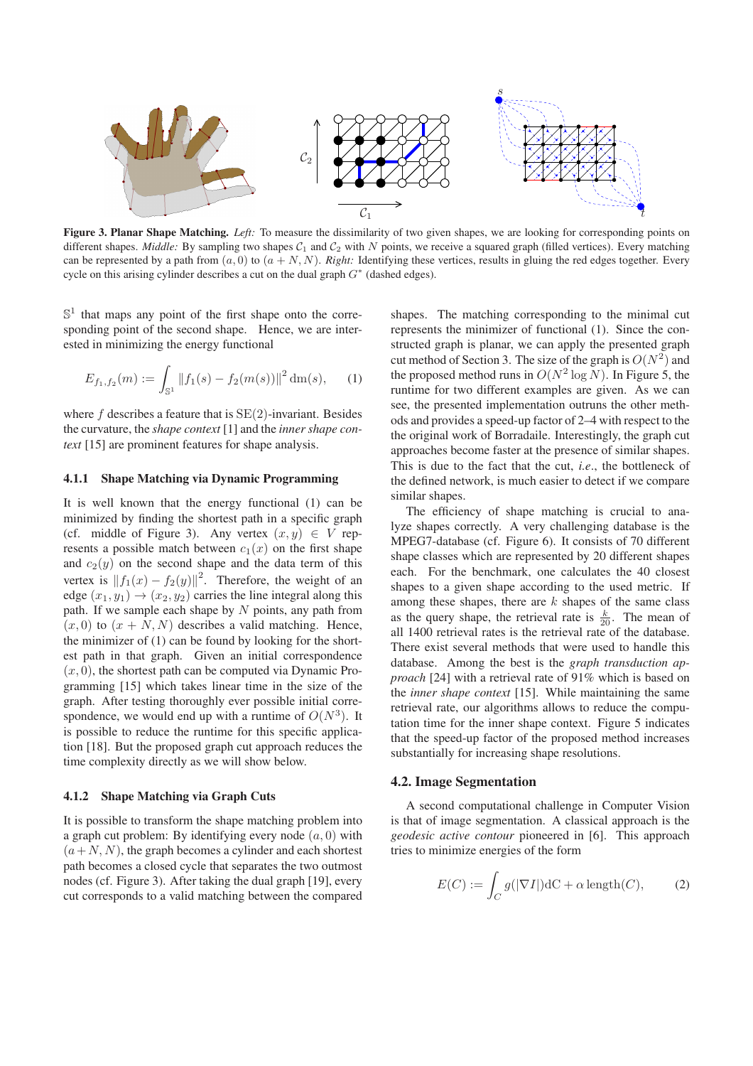**Figure 3. Planar Shape Matching.** *Left:* To measure the dissimilarity of two given shapes, we are looking for corresponding points on different shapes. *Middle:* By sampling two shapes $\mathcal{C}_1$ and $\mathcal{C}_2$ with $N$ points, we receive a squared graph (filled vertices). Every matching can be represented by a path from $(a, 0)$ to $(a + N, N)$. *Right:* Identifying these vertices, results in gluing the red edges together. Every cycle on this arising cylinder describes a cut on the dual graph $G^*$ (dashed edges).

$\mathbb{S}^1$ that maps any point of the first shape onto the corresponding point of the second shape. Hence, we are interested in minimizing the energy functional

$$E_{f_1,f_2}(m) := \int_{\mathbb{S}^1} \|f_1(s) - f_2(m(s))\|^2 \,\mathrm{d}m(s), \qquad (1)$$

where $f$ describes a feature that is SE(2)-invariant. Besides the curvature, the *shape context* [1] and the *inner shape context* [15] are prominent features for shape analysis.

#### 4.1.1 Shape Matching via Dynamic Programming

It is well known that the energy functional (1) can be minimized by finding the shortest path in a specific graph (cf. middle of Figure 3). Any vertex $(x, y) \in V$ represents a possible match between $c_1(x)$ on the first shape and $c_2(y)$ on the second shape and the data term of this vertex is $\|f_1(x) - f_2(y)\|^2$. Therefore, the weight of an edge $(x_1, y_1) \to (x_2, y_2)$ carries the line integral along this path. If we sample each shape by $N$ points, any path from $(x, 0)$ to $(x + N, N)$ describes a valid matching. Hence, the minimizer of (1) can be found by looking for the shortest path in that graph. Given an initial correspondence $(x, 0)$, the shortest path can be computed via Dynamic Programming [15] which takes linear time in the size of the graph. After testing thoroughly ever possible initial correspondence, we would end up with a runtime of $O(N^3)$. It is possible to reduce the runtime for this specific application [18]. But the proposed graph cut approach reduces the time complexity directly as we will show below.

#### 4.1.2 Shape Matching via Graph Cuts

It is possible to transform the shape matching problem into a graph cut problem: By identifying every node $(a, 0)$ with $(a + N, N)$, the graph becomes a cylinder and each shortest path becomes a closed cycle that separates the two outmost nodes (cf. Figure 3). After taking the dual graph [19], every cut corresponds to a valid matching between the compared shapes. The matching corresponding to the minimal cut represents the minimizer of functional (1). Since the constructed graph is planar, we can apply the presented graph cut method of Section 3. The size of the graph is $O(N^2)$ and the proposed method runs in $O(N^2 \log N)$. In Figure 5, the runtime for two different examples are given. As we can see, the presented implementation outruns the other methods and provides a speed-up factor of 2–4 with respect to the the original work of Borradaile. Interestingly, the graph cut approaches become faster at the presence of similar shapes. This is due to the fact that the cut, *i.e.*, the bottleneck of the defined network, is much easier to detect if we compare similar shapes.

The efficiency of shape matching is crucial to analyze shapes correctly. A very challenging database is the MPEG7-database (cf. Figure 6). It consists of 70 different shape classes which are represented by 20 different shapes each. For the benchmark, one calculates the 40 closest shapes to a given shape according to the used metric. If among these shapes, there are $k$ shapes of the same class as the query shape, the retrieval rate is $\frac{k}{20}$. The mean of all 1400 retrieval rates is the retrieval rate of the database. There exist several methods that were used to handle this database. Among the best is the *graph transduction approach* [24] with a retrieval rate of 91% which is based on the *inner shape context* [15]. While maintaining the same retrieval rate, our algorithms allows to reduce the computation time for the inner shape context. Figure 5 indicates that the speed-up factor of the proposed method increases substantially for increasing shape resolutions.

### 4.2. Image Segmentation

A second computational challenge in Computer Vision is that of image segmentation. A classical approach is the *geodesic active contour* pioneered in [6]. This approach tries to minimize energies of the form

$$E(C) := \int_C g(|\nabla I|)\mathrm{d}C + \alpha\,\mathrm{length}(C), \qquad (2)$$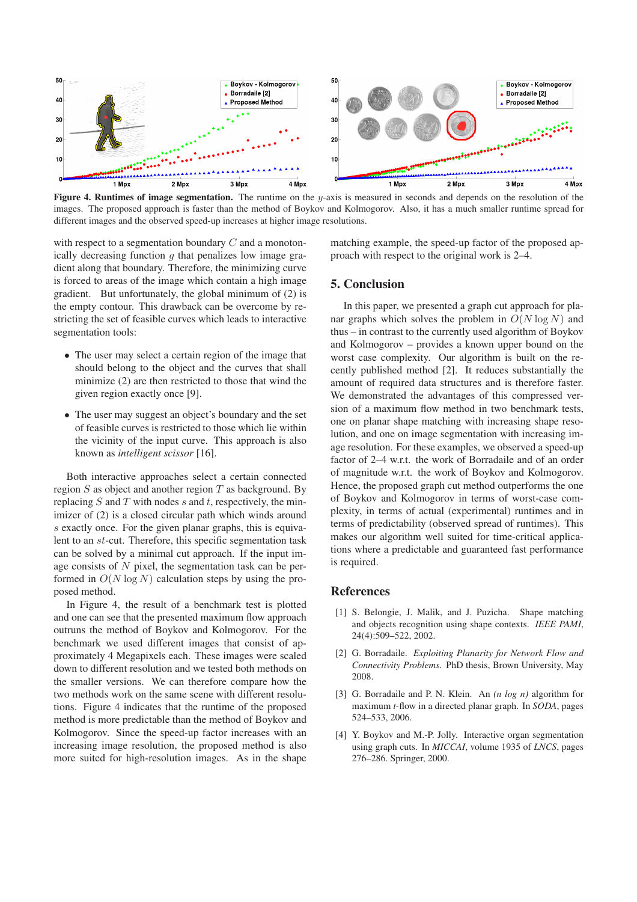**Figure 4. Runtimes of image segmentation.** The runtime on the $y$-axis is measured in seconds and depends on the resolution of the images. The proposed approach is faster than the method of Boykov and Kolmogorov. Also, it has a much smaller runtime spread for different images and the observed speed-up increases at higher image resolutions.

with respect to a segmentation boundary $C$ and a monotonically decreasing function $g$ that penalizes low image gradient along that boundary. Therefore, the minimizing curve is forced to areas of the image which contain a high image gradient. But unfortunately, the global minimum of (2) is the empty contour. This drawback can be overcome by restricting the set of feasible curves which leads to interactive segmentation tools:

- The user may select a certain region of the image that should belong to the object and the curves that shall minimize (2) are then restricted to those that wind the given region exactly once [9].
- The user may suggest an object's boundary and the set of feasible curves is restricted to those which lie within the vicinity of the input curve. This approach is also known as *intelligent scissor* [16].

Both interactive approaches select a certain connected region $S$ as object and another region $T$ as background. By replacing $S$ and $T$ with nodes $s$ and $t$, respectively, the minimizer of (2) is a closed circular path which winds around $s$ exactly once. For the given planar graphs, this is equivalent to an $st$-cut. Therefore, this specific segmentation task can be solved by a minimal cut approach. If the input image consists of $N$ pixel, the segmentation task can be performed in $O(N \log N)$ calculation steps by using the proposed method.

In Figure 4, the result of a benchmark test is plotted and one can see that the presented maximum flow approach outruns the method of Boykov and Kolmogorov. For the benchmark we used different images that consist of approximately 4 Megapixels each. These images were scaled down to different resolution and we tested both methods on the smaller versions. We can therefore compare how the two methods work on the same scene with different resolutions. Figure 4 indicates that the runtime of the proposed method is more predictable than the method of Boykov and Kolmogorov. Since the speed-up factor increases with an increasing image resolution, the proposed method is also more suited for high-resolution images. As in the shape matching example, the speed-up factor of the proposed approach with respect to the original work is 2–4.

## 5. Conclusion

In this paper, we presented a graph cut approach for planar graphs which solves the problem in $O(N \log N)$ and thus – in contrast to the currently used algorithm of Boykov and Kolmogorov – provides a known upper bound on the worst case complexity. Our algorithm is built on the recently published method [2]. It reduces substantially the amount of required data structures and is therefore faster. We demonstrated the advantages of this compressed version of a maximum flow method in two benchmark tests, one on planar shape matching with increasing shape resolution, and one on image segmentation with increasing image resolution. For these examples, we observed a speed-up factor of 2–4 w.r.t. the work of Borradaile and of an order of magnitude w.r.t. the work of Boykov and Kolmogorov. Hence, the proposed graph cut method outperforms the one of Boykov and Kolmogorov in terms of worst-case complexity, in terms of actual (experimental) runtimes and in terms of predictability (observed spread of runtimes). This makes our algorithm well suited for time-critical applications where a predictable and guaranteed fast performance is required.

## References

[1] S. Belongie, J. Malik, and J. Puzicha. Shape matching and objects recognition using shape contexts. *IEEE PAMI*, 24(4):509–522, 2002.

[2] G. Borradaile. *Exploiting Planarity for Network Flow and Connectivity Problems*. PhD thesis, Brown University, May 2008.

[3] G. Borradaile and P. N. Klein. An *(n log n)* algorithm for maximum *t*-flow in a directed planar graph. In *SODA*, pages 524–533, 2006.

[4] Y. Boykov and M.-P. Jolly. Interactive organ segmentation using graph cuts. In *MICCAI*, volume 1935 of *LNCS*, pages 276–286. Springer, 2000.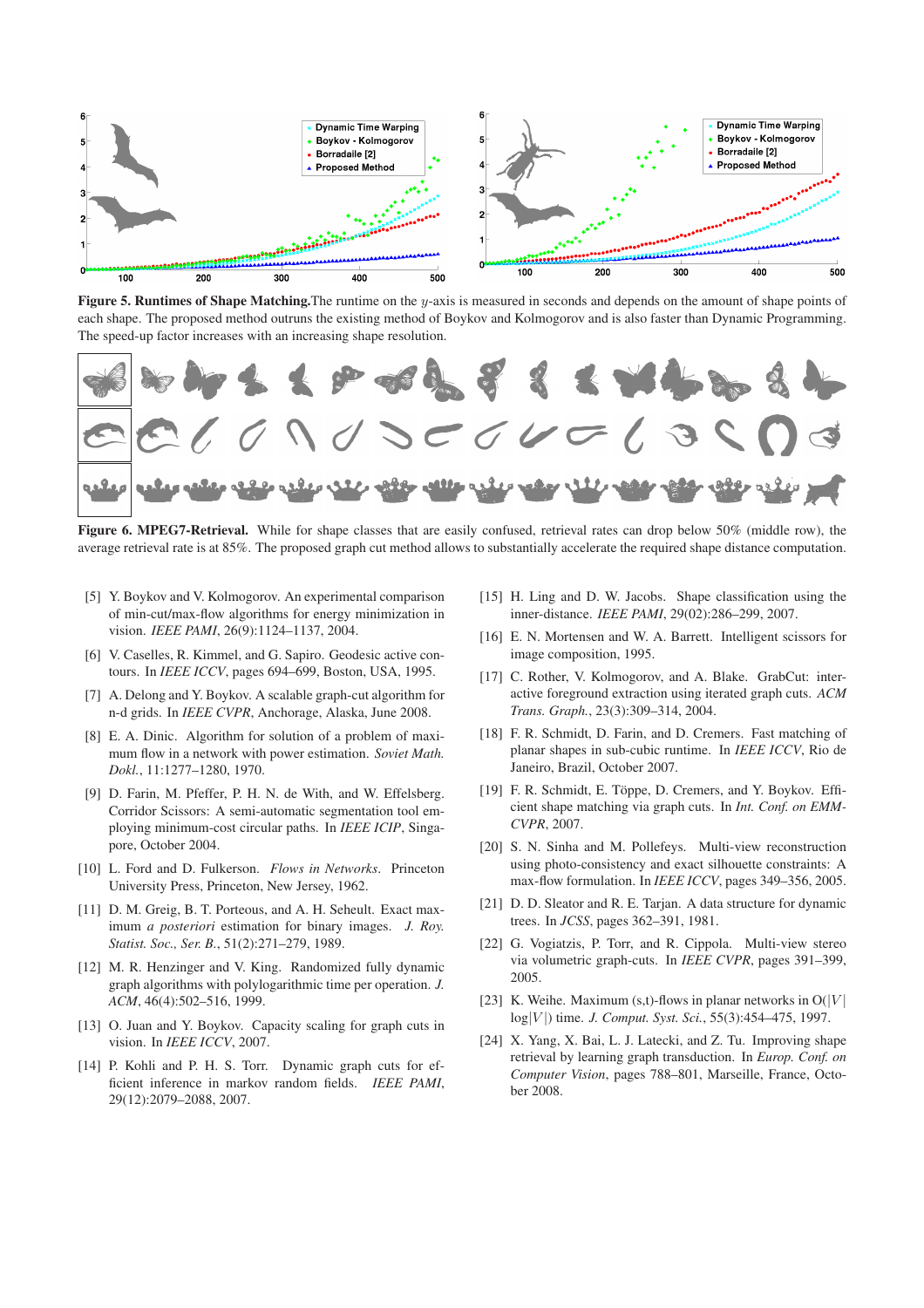6
5
4
3
2
1
0
100 200 300 400 500

Dynamic Time Warping
Boykov - Kolmogorov
Borradaile [2]
Proposed Method

6
5
4
3
2
1
0
100 200 300 400 500

Dynamic Time Warping
Boykov - Kolmogorov
Borradaile [2]
Proposed Method

**Figure 5. Runtimes of Shape Matching.** The runtime on the $y$-axis is measured in seconds and depends on the amount of shape points of each shape. The proposed method outruns the existing method of Boykov and Kolmogorov and is also faster than Dynamic Programming. The speed-up factor increases with an increasing shape resolution.

**Figure 6. MPEG7-Retrieval.** While for shape classes that are easily confused, retrieval rates can drop below 50% (middle row), the average retrieval rate is at 85%. The proposed graph cut method allows to substantially accelerate the required shape distance computation.

[5] Y. Boykov and V. Kolmogorov. An experimental comparison of min-cut/max-flow algorithms for energy minimization in vision. *IEEE PAMI*, 26(9):1124–1137, 2004.

[6] V. Caselles, R. Kimmel, and G. Sapiro. Geodesic active contours. In *IEEE ICCV*, pages 694–699, Boston, USA, 1995.

[7] A. Delong and Y. Boykov. A scalable graph-cut algorithm for n-d grids. In *IEEE CVPR*, Anchorage, Alaska, June 2008.

[8] E. A. Dinic. Algorithm for solution of a problem of maximum flow in a network with power estimation. *Soviet Math. Dokl.*, 11:1277–1280, 1970.

[9] D. Farin, M. Pfeffer, P. H. N. de With, and W. Effelsberg. Corridor Scissors: A semi-automatic segmentation tool employing minimum-cost circular paths. In *IEEE ICIP*, Singapore, October 2004.

[10] L. Ford and D. Fulkerson. *Flows in Networks*. Princeton University Press, Princeton, New Jersey, 1962.

[11] D. M. Greig, B. T. Porteous, and A. H. Seheult. Exact maximum *a posteriori* estimation for binary images. *J. Roy. Statist. Soc., Ser. B.*, 51(2):271–279, 1989.

[12] M. R. Henzinger and V. King. Randomized fully dynamic graph algorithms with polylogarithmic time per operation. *J. ACM*, 46(4):502–516, 1999.

[13] O. Juan and Y. Boykov. Capacity scaling for graph cuts in vision. In *IEEE ICCV*, 2007.

[14] P. Kohli and P. H. S. Torr. Dynamic graph cuts for efficient inference in markov random fields. *IEEE PAMI*, 29(12):2079–2088, 2007.

[15] H. Ling and D. W. Jacobs. Shape classification using the inner-distance. *IEEE PAMI*, 29(02):286–299, 2007.

[16] E. N. Mortensen and W. A. Barrett. Intelligent scissors for image composition, 1995.

[17] C. Rother, V. Kolmogorov, and A. Blake. GrabCut: interactive foreground extraction using iterated graph cuts. *ACM Trans. Graph.*, 23(3):309–314, 2004.

[18] F. R. Schmidt, D. Farin, and D. Cremers. Fast matching of planar shapes in sub-cubic runtime. In *IEEE ICCV*, Rio de Janeiro, Brazil, October 2007.

[19] F. R. Schmidt, E. Töppe, D. Cremers, and Y. Boykov. Efficient shape matching via graph cuts. In *Int. Conf. on EMMCVPR*, 2007.

[20] S. N. Sinha and M. Pollefeys. Multi-view reconstruction using photo-consistency and exact silhouette constraints: A max-flow formulation. In *IEEE ICCV*, pages 349–356, 2005.

[21] D. D. Sleator and R. E. Tarjan. A data structure for dynamic trees. In *JCSS*, pages 362–391, 1981.

[22] G. Vogiatzis, P. Torr, and R. Cippola. Multi-view stereo via volumetric graph-cuts. In *IEEE CVPR*, pages 391–399, 2005.

[23] K. Weihe. Maximum (s,t)-flows in planar networks in $O(|V| \log|V|)$ time. *J. Comput. Syst. Sci.*, 55(3):454–475, 1997.

[24] X. Yang, X. Bai, L. J. Latecki, and Z. Tu. Improving shape retrieval by learning graph transduction. In *Europ. Conf. on Computer Vision*, pages 788–801, Marseille, France, October 2008.